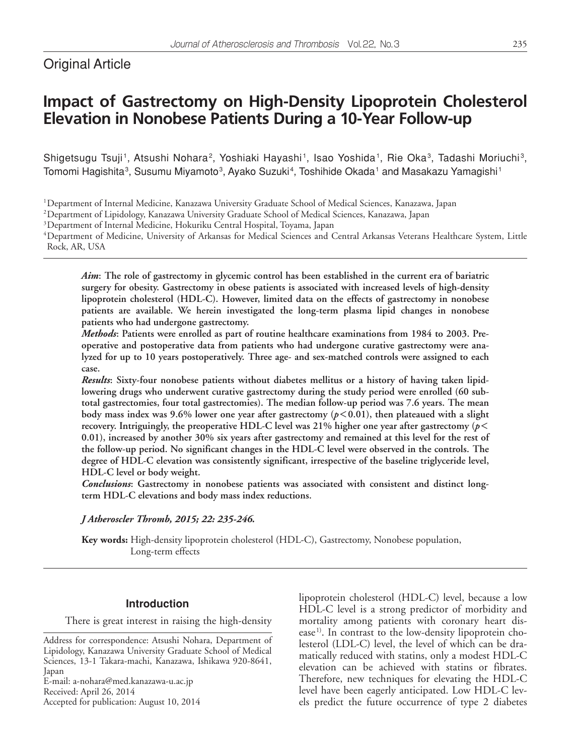Original Article

# Impact of Gastrectomy on High-Density Lipoprotein Cholesterol Elevation in Nonobese Patients During a 10-Year Follow-up

Shigetsugu Tsuji[1], Atsushi Nohara[2], Yoshiaki Hayashi[1], Isao Yoshida[1], Rie Oka[3], Tadashi Moriuchi[3], Tomomi Hagishita[3], Susumu Miyamoto[3], Ayako Suzuki[4], Toshihide Okada[1] and Masakazu Yamagishi[1]

[1]Department of Internal Medicine, Kanazawa University Graduate School of Medical Sciences, Kanazawa, Japan
[2]Department of Lipidology, Kanazawa University Graduate School of Medical Sciences, Kanazawa, Japan
[3]Department of Internal Medicine, Hokuriku Central Hospital, Toyama, Japan
[4]Department of Medicine, University of Arkansas for Medical Sciences and Central Arkansas Veterans Healthcare System, Little Rock, AR, USA

***Aim*: The role of gastrectomy in glycemic control has been established in the current era of bariatric surgery for obesity. Gastrectomy in obese patients is associated with increased levels of high-density lipoprotein cholesterol (HDL-C). However, limited data on the effects of gastrectomy in nonobese patients are available. We herein investigated the long-term plasma lipid changes in nonobese patients who had undergone gastrectomy.**

***Methods*: Patients were enrolled as part of routine healthcare examinations from 1984 to 2003. Preoperative and postoperative data from patients who had undergone curative gastrectomy were analyzed for up to 10 years postoperatively. Three age- and sex-matched controls were assigned to each case.**

***Results*: Sixty-four nonobese patients without diabetes mellitus or a history of having taken lipid-lowering drugs who underwent curative gastrectomy during the study period were enrolled (60 subtotal gastrectomies, four total gastrectomies). The median follow-up period was 7.6 years. The mean body mass index was 9.6% lower one year after gastrectomy ($p<0.01$), then plateaued with a slight recovery. Intriguingly, the preoperative HDL-C level was 21% higher one year after gastrectomy ($p<0.01$), increased by another 30% six years after gastrectomy and remained at this level for the rest of the follow-up period. No significant changes in the HDL-C level were observed in the controls. The degree of HDL-C elevation was consistently significant, irrespective of the baseline triglyceride level, HDL-C level or body weight.**

***Conclusions*: Gastrectomy in nonobese patients was associated with consistent and distinct long-term HDL-C elevations and body mass index reductions.**

***J Atheroscler Thromb, 2015; 22: 235-246.***

**Key words:** High-density lipoprotein cholesterol (HDL-C), Gastrectomy, Nonobese population, Long-term effects

### Introduction

There is great interest in raising the high-density lipoprotein cholesterol (HDL-C) level, because a low HDL-C level is a strong predictor of morbidity and mortality among patients with coronary heart disease[1]. In contrast to the low-density lipoprotein cholesterol (LDL-C) level, the level of which can be dramatically reduced with statins, only a modest HDL-C elevation can be achieved with statins or fibrates. Therefore, new techniques for elevating the HDL-C level have been eagerly anticipated. Low HDL-C levels predict the future occurrence of type 2 diabetes

Address for correspondence: Atsushi Nohara, Department of Lipidology, Kanazawa University Graduate School of Medical Sciences, 13-1 Takara-machi, Kanazawa, Ishikawa 920-8641, Japan
E-mail: a-nohara@med.kanazawa-u.ac.jp
Received: April 26, 2014
Accepted for publication: August 10, 2014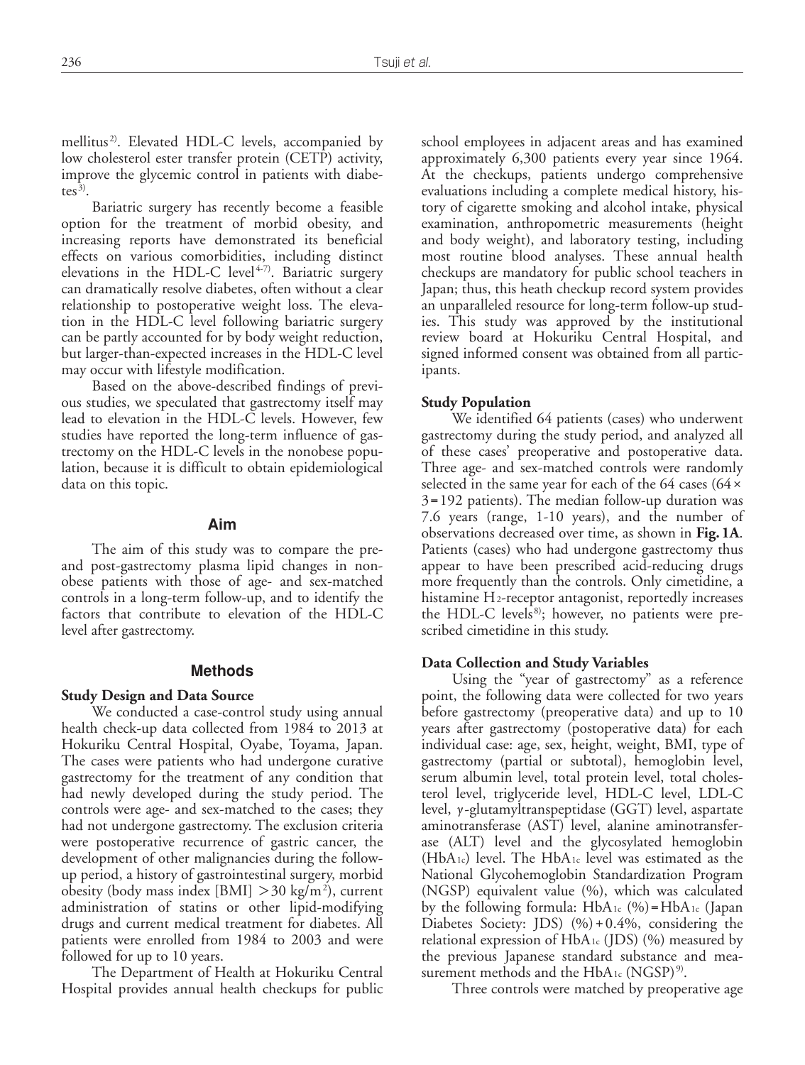mellitus[2]. Elevated HDL-C levels, accompanied by low cholesterol ester transfer protein (CETP) activity, improve the glycemic control in patients with diabetes[3].

Bariatric surgery has recently become a feasible option for the treatment of morbid obesity, and increasing reports have demonstrated its beneficial effects on various comorbidities, including distinct elevations in the HDL-C level[4-7]. Bariatric surgery can dramatically resolve diabetes, often without a clear relationship to postoperative weight loss. The elevation in the HDL-C level following bariatric surgery can be partly accounted for by body weight reduction, but larger-than-expected increases in the HDL-C level may occur with lifestyle modification.

Based on the above-described findings of previous studies, we speculated that gastrectomy itself may lead to elevation in the HDL-C levels. However, few studies have reported the long-term influence of gastrectomy on the HDL-C levels in the nonobese population, because it is difficult to obtain epidemiological data on this topic.

## Aim

The aim of this study was to compare the pre- and post-gastrectomy plasma lipid changes in nonobese patients with those of age- and sex-matched controls in a long-term follow-up, and to identify the factors that contribute to elevation of the HDL-C level after gastrectomy.

## Methods

### Study Design and Data Source

We conducted a case-control study using annual health check-up data collected from 1984 to 2013 at Hokuriku Central Hospital, Oyabe, Toyama, Japan. The cases were patients who had undergone curative gastrectomy for the treatment of any condition that had newly developed during the study period. The controls were age- and sex-matched to the cases; they had not undergone gastrectomy. The exclusion criteria were postoperative recurrence of gastric cancer, the development of other malignancies during the follow-up period, a history of gastrointestinal surgery, morbid obesity (body mass index [BMI] $>30$ kg/m$^2$), current administration of statins or other lipid-modifying drugs and current medical treatment for diabetes. All patients were enrolled from 1984 to 2003 and were followed for up to 10 years.

The Department of Health at Hokuriku Central Hospital provides annual health checkups for public school employees in adjacent areas and has examined approximately 6,300 patients every year since 1964. At the checkups, patients undergo comprehensive evaluations including a complete medical history, history of cigarette smoking and alcohol intake, physical examination, anthropometric measurements (height and body weight), and laboratory testing, including most routine blood analyses. These annual health checkups are mandatory for public school teachers in Japan; thus, this heath checkup record system provides an unparalleled resource for long-term follow-up studies. This study was approved by the institutional review board at Hokuriku Central Hospital, and signed informed consent was obtained from all participants.

### Study Population

We identified 64 patients (cases) who underwent gastrectomy during the study period, and analyzed all of these cases' preoperative and postoperative data. Three age- and sex-matched controls were randomly selected in the same year for each of the 64 cases ($64 \times 3 = 192$ patients). The median follow-up duration was 7.6 years (range, 1-10 years), and the number of observations decreased over time, as shown in **Fig. 1A**. Patients (cases) who had undergone gastrectomy thus appear to have been prescribed acid-reducing drugs more frequently than the controls. Only cimetidine, a histamine $H_2$-receptor antagonist, reportedly increases the HDL-C levels[8]; however, no patients were prescribed cimetidine in this study.

### Data Collection and Study Variables

Using the "year of gastrectomy" as a reference point, the following data were collected for two years before gastrectomy (preoperative data) and up to 10 years after gastrectomy (postoperative data) for each individual case: age, sex, height, weight, BMI, type of gastrectomy (partial or subtotal), hemoglobin level, serum albumin level, total protein level, total cholesterol level, triglyceride level, HDL-C level, LDL-C level, γ-glutamyltranspeptidase (GGT) level, aspartate aminotransferase (AST) level, alanine aminotransferase (ALT) level and the glycosylated hemoglobin ($HbA_{1c}$) level. The $HbA_{1c}$ level was estimated as the National Glycohemoglobin Standardization Program (NGSP) equivalent value (%), which was calculated by the following formula: $HbA_{1c}$ (%) = $HbA_{1c}$ (Japan Diabetes Society: JDS) (%) + 0.4%, considering the relational expression of $HbA_{1c}$ (JDS) (%) measured by the previous Japanese standard substance and measurement methods and the $HbA_{1c}$ (NGSP)[9].

Three controls were matched by preoperative age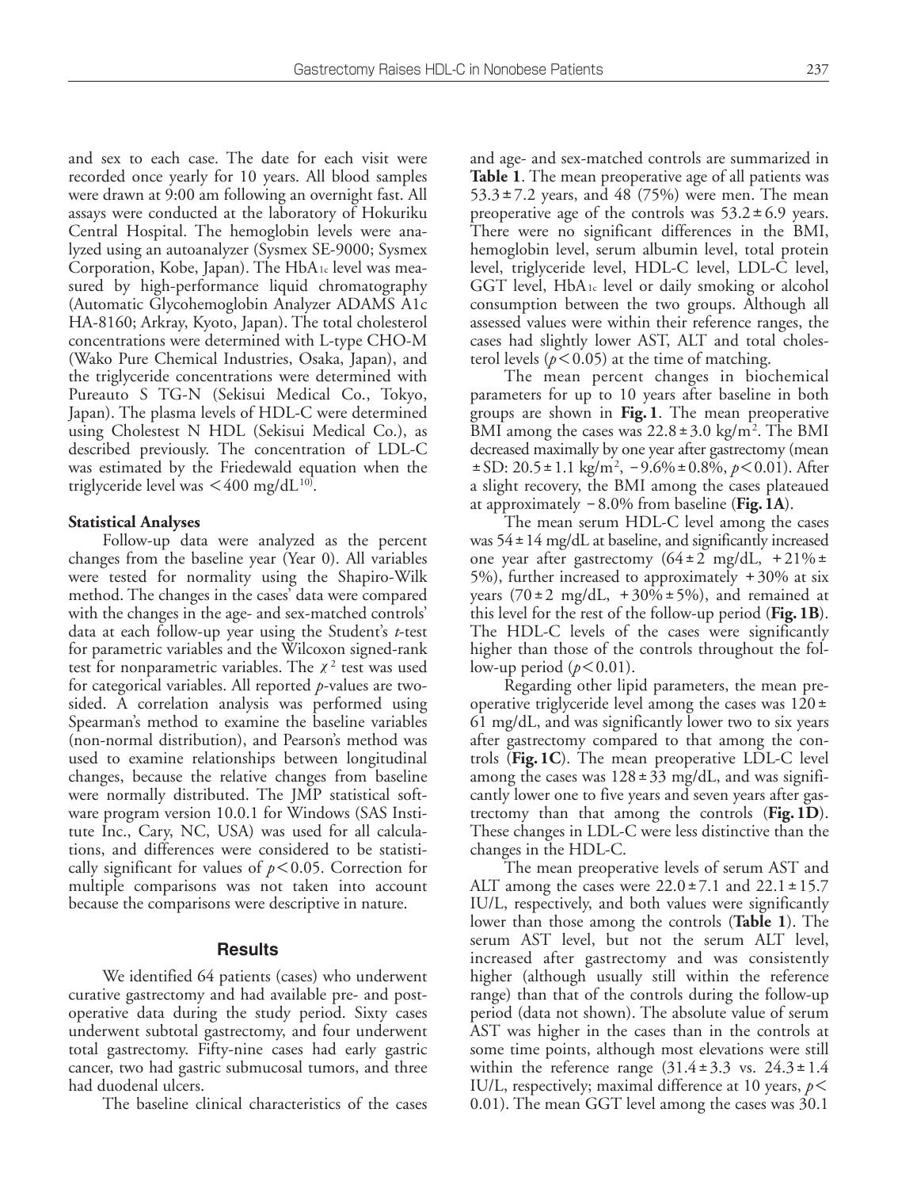and sex to each case. The date for each visit were recorded once yearly for 10 years. All blood samples were drawn at 9:00 am following an overnight fast. All assays were conducted at the laboratory of Hokuriku Central Hospital. The hemoglobin levels were analyzed using an autoanalyzer (Sysmex SE-9000; Sysmex Corporation, Kobe, Japan). The $HbA_{1c}$ level was measured by high-performance liquid chromatography (Automatic Glycohemoglobin Analyzer ADAMS A1c HA-8160; Arkray, Kyoto, Japan). The total cholesterol concentrations were determined with L-type CHO-M (Wako Pure Chemical Industries, Osaka, Japan), and the triglyceride concentrations were determined with Pureauto S TG-N (Sekisui Medical Co., Tokyo, Japan). The plasma levels of HDL-C were determined using Cholestest N HDL (Sekisui Medical Co.), as described previously. The concentration of LDL-C was estimated by the Friedewald equation when the triglyceride level was $<400$ mg/dL[10].

**Statistical Analyses**

Follow-up data were analyzed as the percent changes from the baseline year (Year 0). All variables were tested for normality using the Shapiro-Wilk method. The changes in the cases' data were compared with the changes in the age- and sex-matched controls' data at each follow-up year using the Student's *t*-test for parametric variables and the Wilcoxon signed-rank test for nonparametric variables. The $\chi^2$ test was used for categorical variables. All reported *p*-values are two-sided. A correlation analysis was performed using Spearman's method to examine the baseline variables (non-normal distribution), and Pearson's method was used to examine relationships between longitudinal changes, because the relative changes from baseline were normally distributed. The JMP statistical software program version 10.0.1 for Windows (SAS Institute Inc., Cary, NC, USA) was used for all calculations, and differences were considered to be statistically significant for values of $p<0.05$. Correction for multiple comparisons was not taken into account because the comparisons were descriptive in nature.

## Results

We identified 64 patients (cases) who underwent curative gastrectomy and had available pre- and postoperative data during the study period. Sixty cases underwent subtotal gastrectomy, and four underwent total gastrectomy. Fifty-nine cases had early gastric cancer, two had gastric submucosal tumors, and three had duodenal ulcers.

The baseline clinical characteristics of the cases and age- and sex-matched controls are summarized in **Table 1**. The mean preoperative age of all patients was $53.3\pm7.2$ years, and 48 (75%) were men. The mean preoperative age of the controls was $53.2\pm6.9$ years. There were no significant differences in the BMI, hemoglobin level, serum albumin level, total protein level, triglyceride level, HDL-C level, LDL-C level, GGT level, $HbA_{1c}$ level or daily smoking or alcohol consumption between the two groups. Although all assessed values were within their reference ranges, the cases had slightly lower AST, ALT and total cholesterol levels ($p<0.05$) at the time of matching.

The mean percent changes in biochemical parameters for up to 10 years after baseline in both groups are shown in **Fig. 1**. The mean preoperative BMI among the cases was $22.8\pm3.0$ kg/m$^2$. The BMI decreased maximally by one year after gastrectomy (mean $\pm$ SD: $20.5\pm1.1$ kg/m$^2$, $-9.6\%\pm0.8\%$, $p<0.01$). After a slight recovery, the BMI among the cases plateaued at approximately $-8.0\%$ from baseline (**Fig. 1A**).

The mean serum HDL-C level among the cases was $54\pm14$ mg/dL at baseline, and significantly increased one year after gastrectomy ($64\pm2$ mg/dL, $+21\%\pm5\%$), further increased to approximately $+30\%$ at six years ($70\pm2$ mg/dL, $+30\%\pm5\%$), and remained at this level for the rest of the follow-up period (**Fig. 1B**). The HDL-C levels of the cases were significantly higher than those of the controls throughout the follow-up period ($p<0.01$).

Regarding other lipid parameters, the mean preoperative triglyceride level among the cases was $120\pm61$ mg/dL, and was significantly lower two to six years after gastrectomy compared to that among the controls (**Fig. 1C**). The mean preoperative LDL-C level among the cases was $128\pm33$ mg/dL, and was significantly lower one to five years and seven years after gastrectomy than that among the controls (**Fig. 1D**). These changes in LDL-C were less distinctive than the changes in the HDL-C.

The mean preoperative levels of serum AST and ALT among the cases were $22.0\pm7.1$ and $22.1\pm15.7$ IU/L, respectively, and both values were significantly lower than those among the controls (**Table 1**). The serum AST level, but not the serum ALT level, increased after gastrectomy and was consistently higher (although usually still within the reference range) than that of the controls during the follow-up period (data not shown). The absolute value of serum AST was higher in the cases than in the controls at some time points, although most elevations were still within the reference range ($31.4\pm3.3$ vs. $24.3\pm1.4$ IU/L, respectively; maximal difference at 10 years, $p<0.01$). The mean GGT level among the cases was 30.1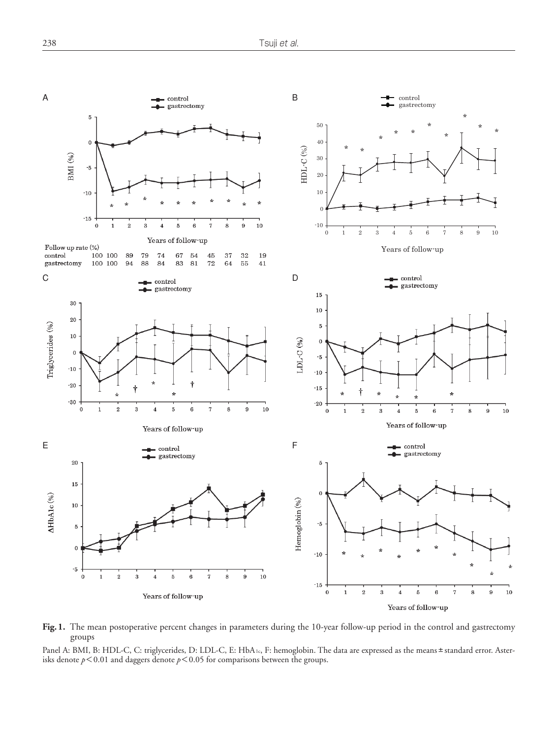**Fig. 1.** The mean postoperative percent changes in parameters during the 10-year follow-up period in the control and gastrectomy groups

Panel A: BMI, B: HDL-C, C: triglycerides, D: LDL-C, E: $HbA_{1c}$, F: hemoglobin. The data are expressed as the means ± standard error. Asterisks denote $p < 0.01$ and daggers denote $p < 0.05$ for comparisons between the groups.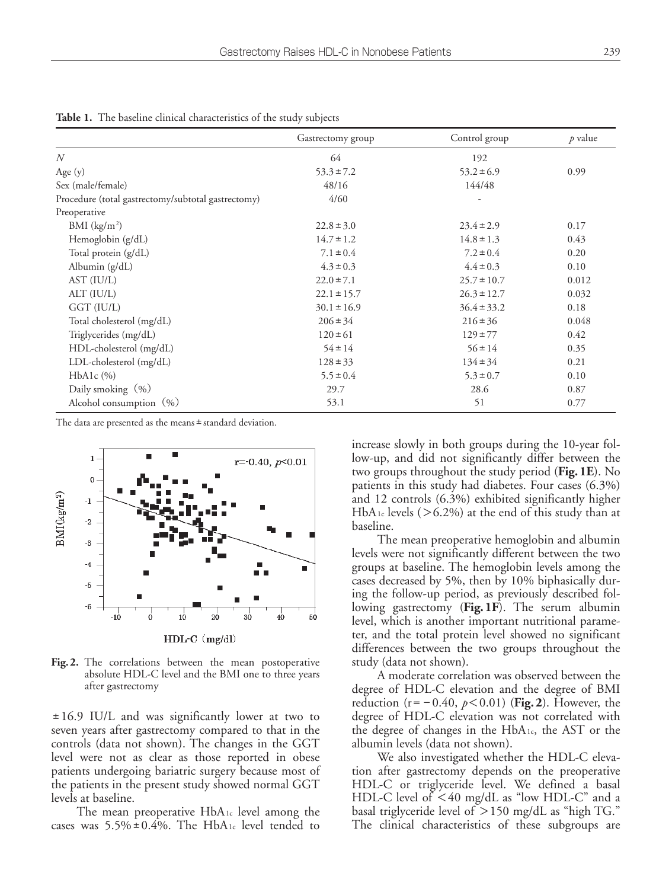**Table 1.** The baseline clinical characteristics of the study subjects

| | Gastrectomy group | Control group | $p$ value |
|---|---|---|---|
| $N$ | 64 | 192 | |
| Age (y) | 53.3 ± 7.2 | 53.2 ± 6.9 | 0.99 |
| Sex (male/female) | 48/16 | 144/48 | |
| Procedure (total gastrectomy/subtotal gastrectomy) | 4/60 | - | |
| Preoperative | | | |
| BMI (kg/m$^2$) | 22.8 ± 3.0 | 23.4 ± 2.9 | 0.17 |
| Hemoglobin (g/dL) | 14.7 ± 1.2 | 14.8 ± 1.3 | 0.43 |
| Total protein (g/dL) | 7.1 ± 0.4 | 7.2 ± 0.4 | 0.20 |
| Albumin (g/dL) | 4.3 ± 0.3 | 4.4 ± 0.3 | 0.10 |
| AST (IU/L) | 22.0 ± 7.1 | 25.7 ± 10.7 | 0.012 |
| ALT (IU/L) | 22.1 ± 15.7 | 26.3 ± 12.7 | 0.032 |
| GGT (IU/L) | 30.1 ± 16.9 | 36.4 ± 33.2 | 0.18 |
| Total cholesterol (mg/dL) | 206 ± 34 | 216 ± 36 | 0.048 |
| Triglycerides (mg/dL) | 120 ± 61 | 129 ± 77 | 0.42 |
| HDL-cholesterol (mg/dL) | 54 ± 14 | 56 ± 14 | 0.35 |
| LDL-cholesterol (mg/dL) | 128 ± 33 | 134 ± 34 | 0.21 |
| HbA1c (%) | 5.5 ± 0.4 | 5.3 ± 0.7 | 0.10 |
| Daily smoking (%) | 29.7 | 28.6 | 0.87 |
| Alcohol consumption (%) | 53.1 | 51 | 0.77 |

The data are presented as the means ± standard deviation.

**Fig. 2.** The correlations between the mean postoperative absolute HDL-C level and the BMI one to three years after gastrectomy

± 16.9 IU/L and was significantly lower at two to seven years after gastrectomy compared to that in the controls (data not shown). The changes in the GGT level were not as clear as those reported in obese patients undergoing bariatric surgery because most of the patients in the present study showed normal GGT levels at baseline.

The mean preoperative $HbA_{1c}$ level among the cases was 5.5% ± 0.4%. The $HbA_{1c}$ level tended to increase slowly in both groups during the 10-year follow-up, and did not significantly differ between the two groups throughout the study period (**Fig. 1E**). No patients in this study had diabetes. Four cases (6.3%) and 12 controls (6.3%) exhibited significantly higher $HbA_{1c}$ levels (>6.2%) at the end of this study than at baseline.

The mean preoperative hemoglobin and albumin levels were not significantly different between the two groups at baseline. The hemoglobin levels among the cases decreased by 5%, then by 10% biphasically during the follow-up period, as previously described following gastrectomy (**Fig. 1F**). The serum albumin level, which is another important nutritional parameter, and the total protein level showed no significant differences between the two groups throughout the study (data not shown).

A moderate correlation was observed between the degree of HDL-C elevation and the degree of BMI reduction ($r = -0.40$, $p < 0.01$) (**Fig. 2**). However, the degree of HDL-C elevation was not correlated with the degree of changes in the $HbA_{1c}$, the AST or the albumin levels (data not shown).

We also investigated whether the HDL-C elevation after gastrectomy depends on the preoperative HDL-C or triglyceride level. We defined a basal HDL-C level of <40 mg/dL as "low HDL-C" and a basal triglyceride level of >150 mg/dL as "high TG." The clinical characteristics of these subgroups are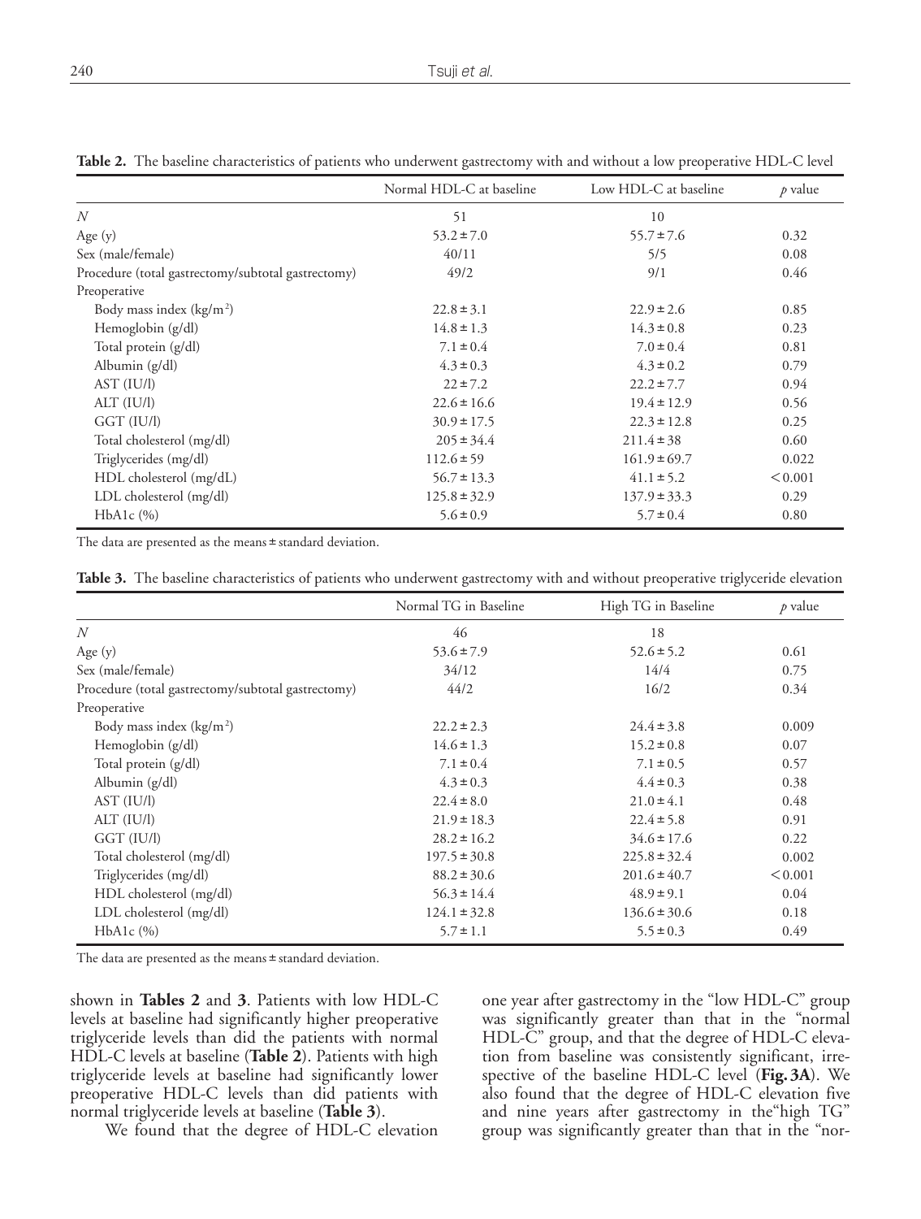**Table 2.** The baseline characteristics of patients who underwent gastrectomy with and without a low preoperative HDL-C level

| | Normal HDL-C at baseline | Low HDL-C at baseline | $p$ value |
|---|---|---|---|
| $N$ | 51 | 10 | |
| Age (y) | 53.2 ± 7.0 | 55.7 ± 7.6 | 0.32 |
| Sex (male/female) | 40/11 | 5/5 | 0.08 |
| Procedure (total gastrectomy/subtotal gastrectomy) | 49/2 | 9/1 | 0.46 |
| Preoperative | | | |
| Body mass index (kg/m$^2$) | 22.8 ± 3.1 | 22.9 ± 2.6 | 0.85 |
| Hemoglobin (g/dl) | 14.8 ± 1.3 | 14.3 ± 0.8 | 0.23 |
| Total protein (g/dl) | 7.1 ± 0.4 | 7.0 ± 0.4 | 0.81 |
| Albumin (g/dl) | 4.3 ± 0.3 | 4.3 ± 0.2 | 0.79 |
| AST (IU/l) | 22 ± 7.2 | 22.2 ± 7.7 | 0.94 |
| ALT (IU/l) | 22.6 ± 16.6 | 19.4 ± 12.9 | 0.56 |
| GGT (IU/l) | 30.9 ± 17.5 | 22.3 ± 12.8 | 0.25 |
| Total cholesterol (mg/dl) | 205 ± 34.4 | 211.4 ± 38 | 0.60 |
| Triglycerides (mg/dl) | 112.6 ± 59 | 161.9 ± 69.7 | 0.022 |
| HDL cholesterol (mg/dL) | 56.7 ± 13.3 | 41.1 ± 5.2 | < 0.001 |
| LDL cholesterol (mg/dl) | 125.8 ± 32.9 | 137.9 ± 33.3 | 0.29 |
| HbA1c (%) | 5.6 ± 0.9 | 5.7 ± 0.4 | 0.80 |

The data are presented as the means ± standard deviation.

**Table 3.** The baseline characteristics of patients who underwent gastrectomy with and without preoperative triglyceride elevation

| | Normal TG in Baseline | High TG in Baseline | $p$ value |
|---|---|---|---|
| $N$ | 46 | 18 | |
| Age (y) | 53.6 ± 7.9 | 52.6 ± 5.2 | 0.61 |
| Sex (male/female) | 34/12 | 14/4 | 0.75 |
| Procedure (total gastrectomy/subtotal gastrectomy) | 44/2 | 16/2 | 0.34 |
| Preoperative | | | |
| Body mass index (kg/m$^2$) | 22.2 ± 2.3 | 24.4 ± 3.8 | 0.009 |
| Hemoglobin (g/dl) | 14.6 ± 1.3 | 15.2 ± 0.8 | 0.07 |
| Total protein (g/dl) | 7.1 ± 0.4 | 7.1 ± 0.5 | 0.57 |
| Albumin (g/dl) | 4.3 ± 0.3 | 4.4 ± 0.3 | 0.38 |
| AST (IU/l) | 22.4 ± 8.0 | 21.0 ± 4.1 | 0.48 |
| ALT (IU/l) | 21.9 ± 18.3 | 22.4 ± 5.8 | 0.91 |
| GGT (IU/l) | 28.2 ± 16.2 | 34.6 ± 17.6 | 0.22 |
| Total cholesterol (mg/dl) | 197.5 ± 30.8 | 225.8 ± 32.4 | 0.002 |
| Triglycerides (mg/dl) | 88.2 ± 30.6 | 201.6 ± 40.7 | < 0.001 |
| HDL cholesterol (mg/dl) | 56.3 ± 14.4 | 48.9 ± 9.1 | 0.04 |
| LDL cholesterol (mg/dl) | 124.1 ± 32.8 | 136.6 ± 30.6 | 0.18 |
| HbA1c (%) | 5.7 ± 1.1 | 5.5 ± 0.3 | 0.49 |

The data are presented as the means ± standard deviation.

shown in **Tables 2** and **3**. Patients with low HDL-C levels at baseline had significantly higher preoperative triglyceride levels than did the patients with normal HDL-C levels at baseline (**Table 2**). Patients with high triglyceride levels at baseline had significantly lower preoperative HDL-C levels than did patients with normal triglyceride levels at baseline (**Table 3**).

We found that the degree of HDL-C elevation one year after gastrectomy in the "low HDL-C" group was significantly greater than that in the "normal HDL-C" group, and that the degree of HDL-C elevation from baseline was consistently significant, irrespective of the baseline HDL-C level (**Fig. 3A**). We also found that the degree of HDL-C elevation five and nine years after gastrectomy in the"high TG" group was significantly greater than that in the "nor-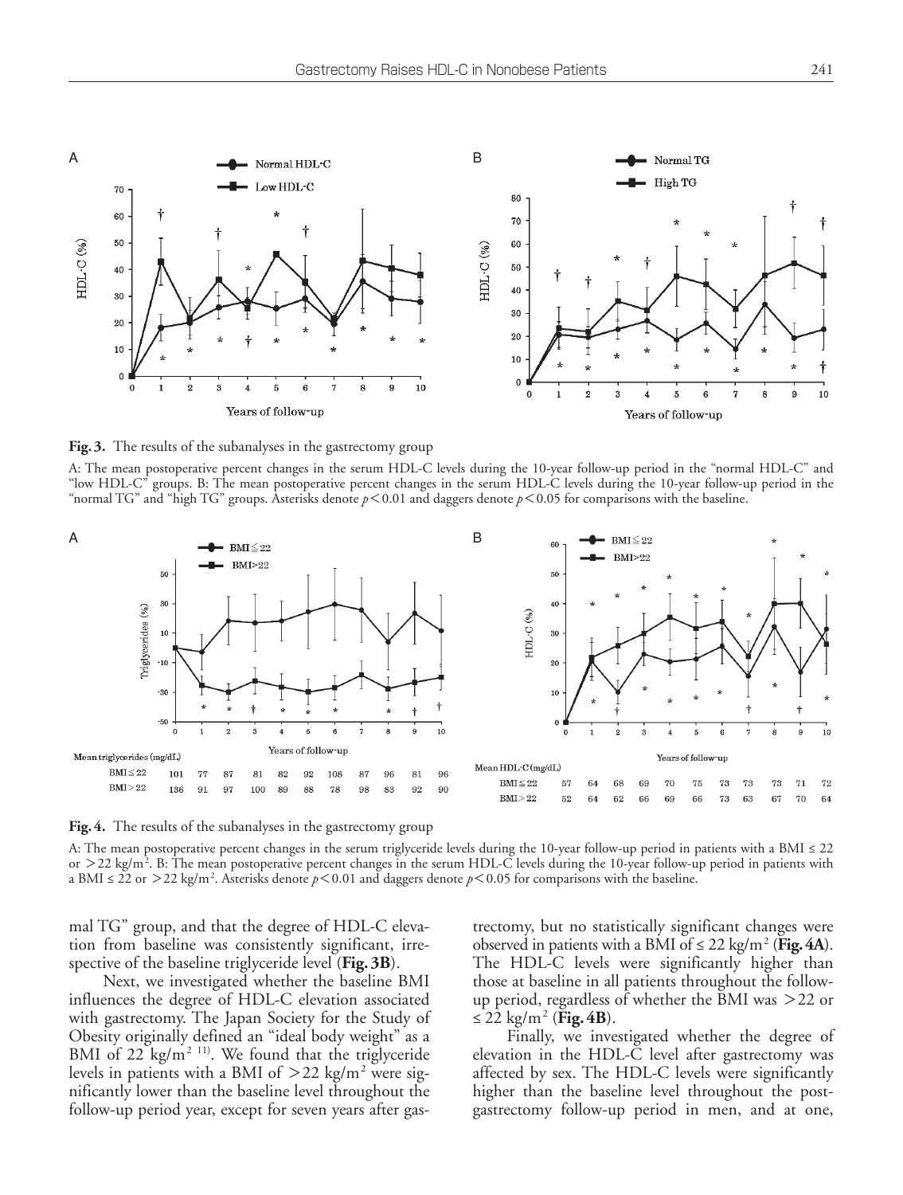A

B

**Fig. 3.** The results of the subanalyses in the gastrectomy group

A: The mean postoperative percent changes in the serum HDL-C levels during the 10-year follow-up period in the "normal HDL-C" and "low HDL-C" groups. B: The mean postoperative percent changes in the serum HDL-C levels during the 10-year follow-up period in the "normal TG" and "high TG" groups. Asterisks denote $p<0.01$ and daggers denote $p<0.05$ for comparisons with the baseline.

A

| Mean triglycerides (mg/dL) | | | | | | | | | | | |
|---|---|---|---|---|---|---|---|---|---|---|---|
| BMI ≤ 22 | 101 | 77 | 87 | 81 | 82 | 92 | 108 | 87 | 96 | 81 | 96 |
| BMI > 22 | 136 | 91 | 97 | 100 | 89 | 88 | 78 | 98 | 83 | 92 | 90 |

B

| Mean HDL-C (mg/dL) | | | | | | | | | | | |
|---|---|---|---|---|---|---|---|---|---|---|---|
| BMI ≤ 22 | 57 | 64 | 68 | 69 | 70 | 75 | 73 | 73 | 73 | 71 | 72 |
| BMI > 22 | 52 | 64 | 62 | 66 | 69 | 66 | 73 | 63 | 67 | 70 | 64 |

**Fig. 4.** The results of the subanalyses in the gastrectomy group

A: The mean postoperative percent changes in the serum triglyceride levels during the 10-year follow-up period in patients with a BMI ≤ 22 or $>22$ kg/m$^2$. B: The mean postoperative percent changes in the serum HDL-C levels during the 10-year follow-up period in patients with a BMI ≤ 22 or $>22$ kg/m$^2$. Asterisks denote $p<0.01$ and daggers denote $p<0.05$ for comparisons with the baseline.

mal TG" group, and that the degree of HDL-C elevation from baseline was consistently significant, irrespective of the baseline triglyceride level (**Fig. 3B**).

Next, we investigated whether the baseline BMI influences the degree of HDL-C elevation associated with gastrectomy. The Japan Society for the Study of Obesity originally defined an "ideal body weight" as a BMI of 22 kg/m$^2$ [11]. We found that the triglyceride levels in patients with a BMI of $>22$ kg/m$^2$ were significantly lower than the baseline level throughout the follow-up period year, except for seven years after gastrectomy, but no statistically significant changes were observed in patients with a BMI of ≤ 22 kg/m$^2$ (**Fig. 4A**). The HDL-C levels were significantly higher than those at baseline in all patients throughout the follow-up period, regardless of whether the BMI was $>22$ or ≤ 22 kg/m$^2$ (**Fig. 4B**).

Finally, we investigated whether the degree of elevation in the HDL-C level after gastrectomy was affected by sex. The HDL-C levels were significantly higher than the baseline level throughout the post-gastrectomy follow-up period in men, and at one,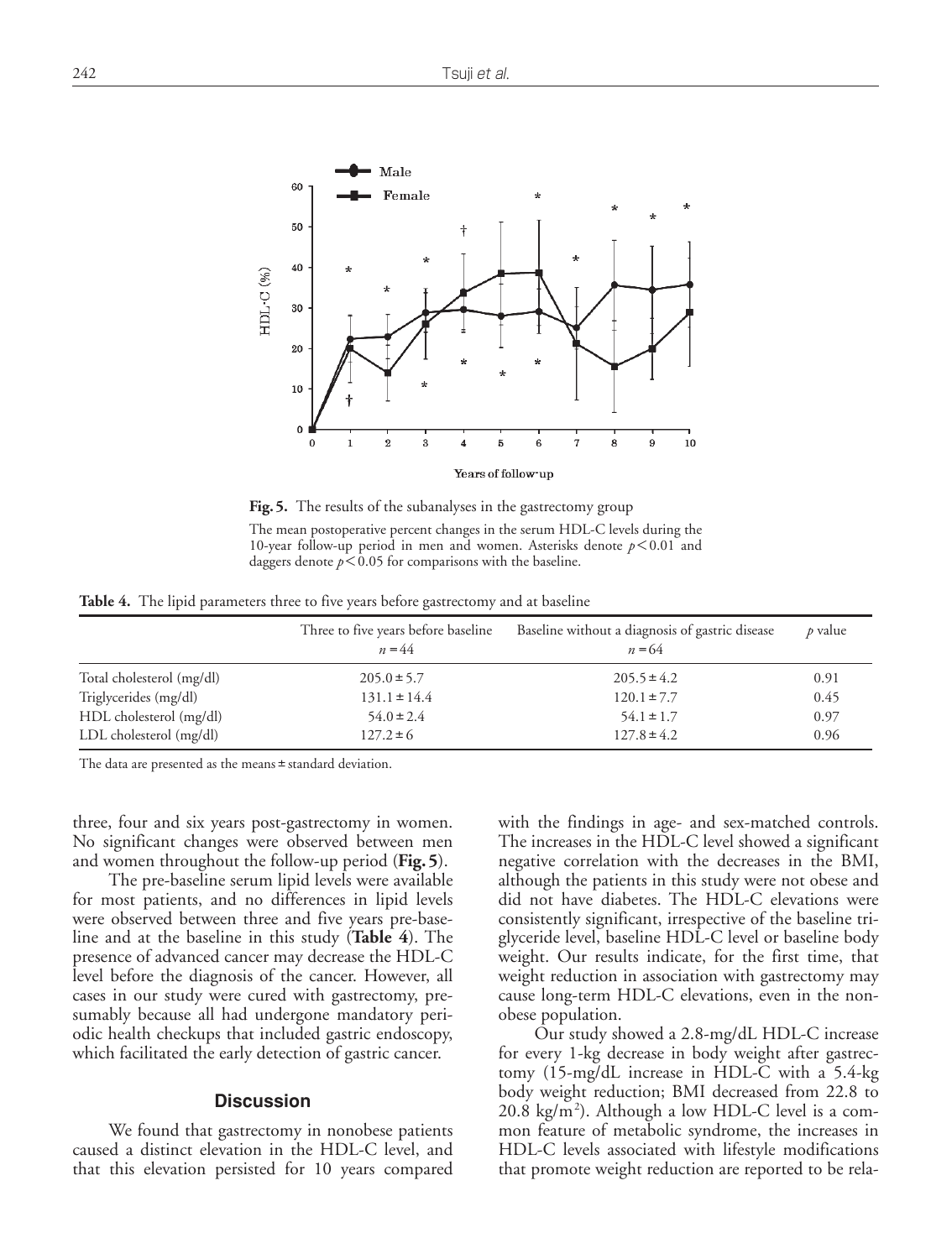**Fig. 5.** The results of the subanalyses in the gastrectomy group

The mean postoperative percent changes in the serum HDL-C levels during the 10-year follow-up period in men and women. Asterisks denote $p<0.01$ and daggers denote $p<0.05$ for comparisons with the baseline.

**Table 4.** The lipid parameters three to five years before gastrectomy and at baseline

| | Three to five years before baseline $n=44$ | Baseline without a diagnosis of gastric disease $n=64$ | $p$ value |
|---|---|---|---|
| Total cholesterol (mg/dl) | 205.0 ± 5.7 | 205.5 ± 4.2 | 0.91 |
| Triglycerides (mg/dl) | 131.1 ± 14.4 | 120.1 ± 7.7 | 0.45 |
| HDL cholesterol (mg/dl) | 54.0 ± 2.4 | 54.1 ± 1.7 | 0.97 |
| LDL cholesterol (mg/dl) | 127.2 ± 6 | 127.8 ± 4.2 | 0.96 |

The data are presented as the means ± standard deviation.

three, four and six years post-gastrectomy in women. No significant changes were observed between men and women throughout the follow-up period (**Fig. 5**).

The pre-baseline serum lipid levels were available for most patients, and no differences in lipid levels were observed between three and five years pre-baseline and at the baseline in this study (**Table 4**). The presence of advanced cancer may decrease the HDL-C level before the diagnosis of the cancer. However, all cases in our study were cured with gastrectomy, presumably because all had undergone mandatory periodic health checkups that included gastric endoscopy, which facilitated the early detection of gastric cancer.

## Discussion

We found that gastrectomy in nonobese patients caused a distinct elevation in the HDL-C level, and that this elevation persisted for 10 years compared with the findings in age- and sex-matched controls. The increases in the HDL-C level showed a significant negative correlation with the decreases in the BMI, although the patients in this study were not obese and did not have diabetes. The HDL-C elevations were consistently significant, irrespective of the baseline triglyceride level, baseline HDL-C level or baseline body weight. Our results indicate, for the first time, that weight reduction in association with gastrectomy may cause long-term HDL-C elevations, even in the non-obese population.

Our study showed a 2.8-mg/dL HDL-C increase for every 1-kg decrease in body weight after gastrectomy (15-mg/dL increase in HDL-C with a 5.4-kg body weight reduction; BMI decreased from 22.8 to 20.8 kg/m$^2$). Although a low HDL-C level is a common feature of metabolic syndrome, the increases in HDL-C levels associated with lifestyle modifications that promote weight reduction are reported to be rela-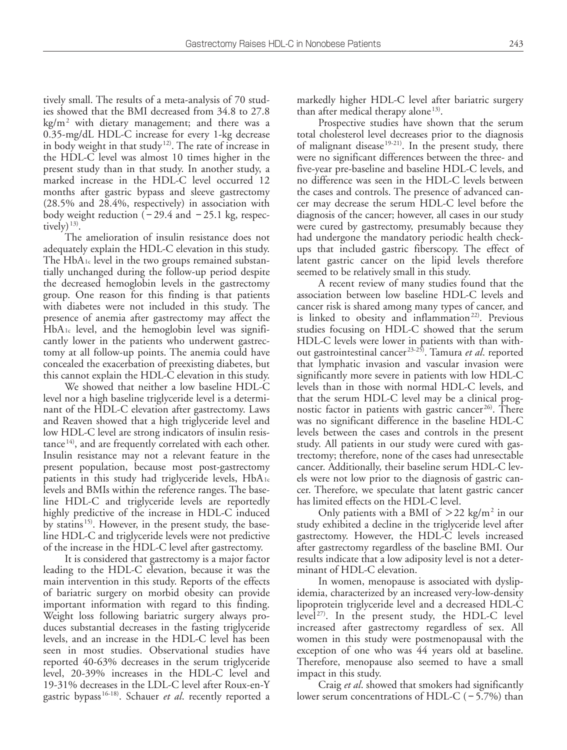tively small. The results of a meta-analysis of 70 studies showed that the BMI decreased from 34.8 to 27.8 $kg/m^2$ with dietary management; and there was a 0.35-mg/dL HDL-C increase for every 1-kg decrease in body weight in that study[12]. The rate of increase in the HDL-C level was almost 10 times higher in the present study than in that study. In another study, a marked increase in the HDL-C level occurred 12 months after gastric bypass and sleeve gastrectomy (28.5% and 28.4%, respectively) in association with body weight reduction (−29.4 and −25.1 kg, respectively)[13].

The amelioration of insulin resistance does not adequately explain the HDL-C elevation in this study. The $HbA_{1c}$ level in the two groups remained substantially unchanged during the follow-up period despite the decreased hemoglobin levels in the gastrectomy group. One reason for this finding is that patients with diabetes were not included in this study. The presence of anemia after gastrectomy may affect the $HbA_{1c}$ level, and the hemoglobin level was significantly lower in the patients who underwent gastrectomy at all follow-up points. The anemia could have concealed the exacerbation of preexisting diabetes, but this cannot explain the HDL-C elevation in this study.

We showed that neither a low baseline HDL-C level nor a high baseline triglyceride level is a determinant of the HDL-C elevation after gastrectomy. Laws and Reaven showed that a high triglyceride level and low HDL-C level are strong indicators of insulin resistance[14], and are frequently correlated with each other. Insulin resistance may not a relevant feature in the present population, because most post-gastrectomy patients in this study had triglyceride levels, $HbA_{1c}$ levels and BMIs within the reference ranges. The baseline HDL-C and triglyceride levels are reportedly highly predictive of the increase in HDL-C induced by statins[15]. However, in the present study, the baseline HDL-C and triglyceride levels were not predictive of the increase in the HDL-C level after gastrectomy.

It is considered that gastrectomy is a major factor leading to the HDL-C elevation, because it was the main intervention in this study. Reports of the effects of bariatric surgery on morbid obesity can provide important information with regard to this finding. Weight loss following bariatric surgery always produces substantial decreases in the fasting triglyceride levels, and an increase in the HDL-C level has been seen in most studies. Observational studies have reported 40-63% decreases in the serum triglyceride level, 20-39% increases in the HDL-C level and 19-31% decreases in the LDL-C level after Roux-en-Y gastric bypass[16-18]. Schauer *et al*. recently reported a markedly higher HDL-C level after bariatric surgery than after medical therapy alone[13].

Prospective studies have shown that the serum total cholesterol level decreases prior to the diagnosis of malignant disease[19-21]. In the present study, there were no significant differences between the three- and five-year pre-baseline and baseline HDL-C levels, and no difference was seen in the HDL-C levels between the cases and controls. The presence of advanced cancer may decrease the serum HDL-C level before the diagnosis of the cancer; however, all cases in our study were cured by gastrectomy, presumably because they had undergone the mandatory periodic health checkups that included gastric fiberscopy. The effect of latent gastric cancer on the lipid levels therefore seemed to be relatively small in this study.

A recent review of many studies found that the association between low baseline HDL-C levels and cancer risk is shared among many types of cancer, and is linked to obesity and inflammation[22]. Previous studies focusing on HDL-C showed that the serum HDL-C levels were lower in patients with than without gastrointestinal cancer[23-25]. Tamura *et al*. reported that lymphatic invasion and vascular invasion were significantly more severe in patients with low HDL-C levels than in those with normal HDL-C levels, and that the serum HDL-C level may be a clinical prognostic factor in patients with gastric cancer[26]. There was no significant difference in the baseline HDL-C levels between the cases and controls in the present study. All patients in our study were cured with gastrectomy; therefore, none of the cases had unresectable cancer. Additionally, their baseline serum HDL-C levels were not low prior to the diagnosis of gastric cancer. Therefore, we speculate that latent gastric cancer has limited effects on the HDL-C level.

Only patients with a BMI of $>22$ $kg/m^2$ in our study exhibited a decline in the triglyceride level after gastrectomy. However, the HDL-C levels increased after gastrectomy regardless of the baseline BMI. Our results indicate that a low adiposity level is not a determinant of HDL-C elevation.

In women, menopause is associated with dyslipidemia, characterized by an increased very-low-density lipoprotein triglyceride level and a decreased HDL-C level[27]. In the present study, the HDL-C level increased after gastrectomy regardless of sex. All women in this study were postmenopausal with the exception of one who was 44 years old at baseline. Therefore, menopause also seemed to have a small impact in this study.

Craig *et al*. showed that smokers had significantly lower serum concentrations of HDL-C (−5.7%) than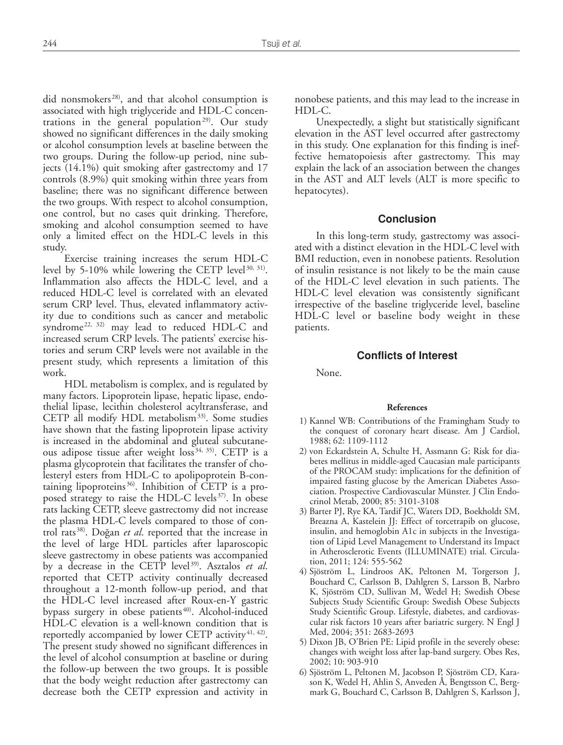did nonsmokers[28], and that alcohol consumption is associated with high triglyceride and HDL-C concentrations in the general population[29]. Our study showed no significant differences in the daily smoking or alcohol consumption levels at baseline between the two groups. During the follow-up period, nine subjects (14.1%) quit smoking after gastrectomy and 17 controls (8.9%) quit smoking within three years from baseline; there was no significant difference between the two groups. With respect to alcohol consumption, one control, but no cases quit drinking. Therefore, smoking and alcohol consumption seemed to have only a limited effect on the HDL-C levels in this study.

Exercise training increases the serum HDL-C level by 5-10% while lowering the CETP level[30, 31]. Inflammation also affects the HDL-C level, and a reduced HDL-C level is correlated with an elevated serum CRP level. Thus, elevated inflammatory activity due to conditions such as cancer and metabolic syndrome[22, 32] may lead to reduced HDL-C and increased serum CRP levels. The patients' exercise histories and serum CRP levels were not available in the present study, which represents a limitation of this work.

HDL metabolism is complex, and is regulated by many factors. Lipoprotein lipase, hepatic lipase, endothelial lipase, lecithin cholesterol acyltransferase, and CETP all modify HDL metabolism[33]. Some studies have shown that the fasting lipoprotein lipase activity is increased in the abdominal and gluteal subcutaneous adipose tissue after weight loss[34, 35]. CETP is a plasma glycoprotein that facilitates the transfer of cholesteryl esters from HDL-C to apolipoprotein B-containing lipoproteins[36]. Inhibition of CETP is a proposed strategy to raise the HDL-C levels[37]. In obese rats lacking CETP, sleeve gastrectomy did not increase the plasma HDL-C levels compared to those of control rats[38]. Doğan *et al.* reported that the increase in the level of large HDL particles after laparoscopic sleeve gastrectomy in obese patients was accompanied by a decrease in the CETP level[39]. Asztalos *et al.* reported that CETP activity continually decreased throughout a 12-month follow-up period, and that the HDL-C level increased after Roux-en-Y gastric bypass surgery in obese patients[40]. Alcohol-induced HDL-C elevation is a well-known condition that is reportedly accompanied by lower CETP activity[41, 42]. The present study showed no significant differences in the level of alcohol consumption at baseline or during the follow-up between the two groups. It is possible that the body weight reduction after gastrectomy can decrease both the CETP expression and activity in nonobese patients, and this may lead to the increase in HDL-C.

Unexpectedly, a slight but statistically significant elevation in the AST level occurred after gastrectomy in this study. One explanation for this finding is ineffective hematopoiesis after gastrectomy. This may explain the lack of an association between the changes in the AST and ALT levels (ALT is more specific to hepatocytes).

## Conclusion

In this long-term study, gastrectomy was associated with a distinct elevation in the HDL-C level with BMI reduction, even in nonobese patients. Resolution of insulin resistance is not likely to be the main cause of the HDL-C level elevation in such patients. The HDL-C level elevation was consistently significant irrespective of the baseline triglyceride level, baseline HDL-C level or baseline body weight in these patients.

## Conflicts of Interest

None.

### References

1) Kannel WB: Contributions of the Framingham Study to the conquest of coronary heart disease. Am J Cardiol, 1988; 62: 1109-1112
2) von Eckardstein A, Schulte H, Assmann G: Risk for diabetes mellitus in middle-aged Caucasian male participants of the PROCAM study: implications for the definition of impaired fasting glucose by the American Diabetes Association. Prospective Cardiovascular Münster. J Clin Endocrinol Metab, 2000; 85: 3101-3108
3) Barter PJ, Rye KA, Tardif JC, Waters DD, Boekholdt SM, Breazna A, Kastelein JJ: Effect of torcetrapib on glucose, insulin, and hemoglobin A1c in subjects in the Investigation of Lipid Level Management to Understand its Impact in Atherosclerotic Events (ILLUMINATE) trial. Circulation, 2011; 124: 555-562
4) Sjöström L, Lindroos AK, Peltonen M, Torgerson J, Bouchard C, Carlsson B, Dahlgren S, Larsson B, Narbro K, Sjöström CD, Sullivan M, Wedel H; Swedish Obese Subjects Study Scientific Group: Swedish Obese Subjects Study Scientific Group. Lifestyle, diabetes, and cardiovascular risk factors 10 years after bariatric surgery. N Engl J Med, 2004; 351: 2683-2693
5) Dixon JB, O'Brien PE: Lipid profile in the severely obese: changes with weight loss after lap-band surgery. Obes Res, 2002; 10: 903-910
6) Sjöström L, Peltonen M, Jacobson P, Sjöström CD, Karason K, Wedel H, Ahlin S, Anveden Å, Bengtsson C, Bergmark G, Bouchard C, Carlsson B, Dahlgren S, Karlsson J,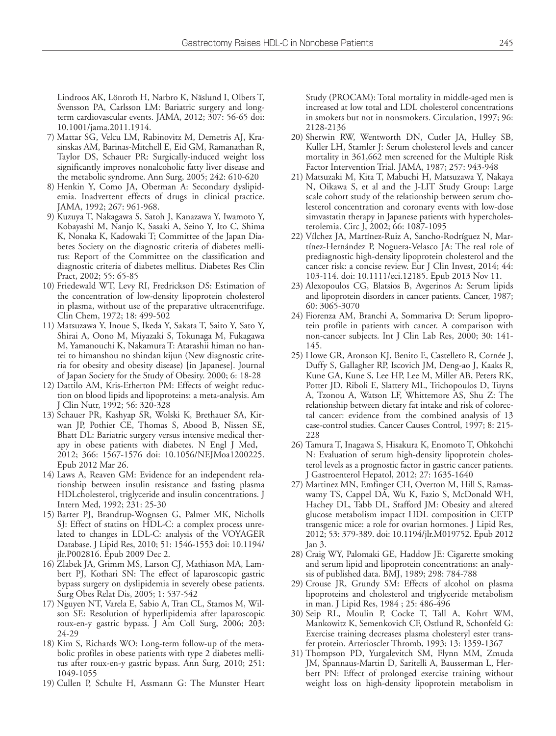Lindroos AK, Lönroth H, Narbro K, Näslund I, Olbers T, Svensson PA, Carlsson LM: Bariatric surgery and long-term cardiovascular events. JAMA, 2012; 307: 56-65 doi: 10.1001/jama.2011.1914.

7) Mattar SG, Velcu LM, Rabinovitz M, Demetris AJ, Krasinskas AM, Barinas-Mitchell E, Eid GM, Ramanathan R, Taylor DS, Schauer PR: Surgically-induced weight loss significantly improves nonalcoholic fatty liver disease and the metabolic syndrome. Ann Surg, 2005; 242: 610-620
8) Henkin Y, Como JA, Oberman A: Secondary dyslipidemia. Inadvertent effects of drugs in clinical practice. JAMA, 1992; 267: 961-968.
9) Kuzuya T, Nakagawa S, Satoh J, Kanazawa Y, Iwamoto Y, Kobayashi M, Nanjo K, Sasaki A, Seino Y, Ito C, Shima K, Nonaka K, Kadowaki T; Committee of the Japan Diabetes Society on the diagnostic criteria of diabetes mellitus: Report of the Committee on the classification and diagnostic criteria of diabetes mellitus. Diabetes Res Clin Pract, 2002; 55: 65-85
10) Friedewald WT, Levy RI, Fredrickson DS: Estimation of the concentration of low-density lipoprotein cholesterol in plasma, without use of the preparative ultracentrifuge. Clin Chem, 1972; 18: 499-502
11) Matsuzawa Y, Inoue S, Ikeda Y, Sakata T, Saito Y, Sato Y, Shirai A, Oono M, Miyazaki S, Tokunaga M, Fukagawa M, Yamanouchi K, Nakamura T: Atarashii himan no hantei to himanshou no shindan kijun (New diagnostic criteria for obesity and obesity disease) [in Japanese]. Journal of Japan Society for the Study of Obesity. 2000; 6: 18-28
12) Dattilo AM, Kris-Etherton PM: Effects of weight reduction on blood lipids and lipoproteins: a meta-analysis. Am J Clin Nutr, 1992; 56: 320-328
13) Schauer PR, Kashyap SR, Wolski K, Brethauer SA, Kirwan JP, Pothier CE, Thomas S, Abood B, Nissen SE, Bhatt DL: Bariatric surgery versus intensive medical therapy in obese patients with diabetes. N Engl J Med, 2012; 366: 1567-1576 doi: 10.1056/NEJMoa1200225. Epub 2012 Mar 26.
14) Laws A, Reaven GM: Evidence for an independent relationship between insulin resistance and fasting plasma HDLcholesterol, triglyceride and insulin concentrations. J Intern Med, 1992; 231: 25-30
15) Barter PJ, Brandrup-Wognsen G, Palmer MK, Nicholls SJ: Effect of statins on HDL-C: a complex process unrelated to changes in LDL-C: analysis of the VOYAGER Database. J Lipid Res, 2010; 51: 1546-1553 doi: 10.1194/jlr.P002816. Epub 2009 Dec 2.
16) Zlabek JA, Grimm MS, Larson CJ, Mathiason MA, Lambert PJ, Kothari SN: The effect of laparoscopic gastric bypass surgery on dyslipidemia in severely obese patients. Surg Obes Relat Dis, 2005; 1: 537-542
17) Nguyen NT, Varela E, Sabio A, Tran CL, Stamos M, Wilson SE: Resolution of hyperlipidemia after laparoscopic roux-en-y gastric bypass. J Am Coll Surg, 2006; 203: 24-29
18) Kim S, Richards WO: Long-term follow-up of the metabolic profiles in obese patients with type 2 diabetes mellitus after roux-en-y gastric bypass. Ann Surg, 2010; 251: 1049-1055
19) Cullen P, Schulte H, Assmann G: The Munster Heart Study (PROCAM): Total mortality in middle-aged men is increased at low total and LDL cholesterol concentrations in smokers but not in nonsmokers. Circulation, 1997; 96: 2128-2136
20) Sherwin RW, Wentworth DN, Cutler JA, Hulley SB, Kuller LH, Stamler J: Serum cholesterol levels and cancer mortality in 361,662 men screened for the Multiple Risk Factor Intervention Trial. JAMA, 1987; 257: 943-948
21) Matsuzaki M, Kita T, Mabuchi H, Matsuzawa Y, Nakaya N, Oikawa S, et al and the J-LIT Study Group: Large scale cohort study of the relationship between serum cholesterol concentration and coronary events with low-dose simvastatin therapy in Japanese patients with hypercholesterolemia. Circ J, 2002; 66: 1087-1095
22) Vílchez JA, Martínez-Ruiz A, Sancho-Rodríguez N, Martínez-Hernández P, Noguera-Velasco JA: The real role of prediagnostic high-density lipoprotein cholesterol and the cancer risk: a concise review. Eur J Clin Invest, 2014; 44: 103-114. doi: 10.1111/eci.12185. Epub 2013 Nov 11.
23) Alexopoulos CG, Blatsios B, Avgerinos A: Serum lipids and lipoprotein disorders in cancer patients. Cancer, 1987; 60: 3065-3070
24) Fiorenza AM, Branchi A, Sommariva D: Serum lipoprotein profile in patients with cancer. A comparison with non-cancer subjects. Int J Clin Lab Res, 2000; 30: 141-145.
25) Howe GR, Aronson KJ, Benito E, Castelleto R, Cornée J, Duffy S, Gallagher RP, Iscovich JM, Deng-ao J, Kaaks R, Kune GA, Kune S, Lee HP, Lee M, Miller AB, Peters RK, Potter JD, Riboli E, Slattery ML, Trichopoulos D, Tuyns A, Tzonou A, Watson LF, Whittemore AS, Shu Z: The relationship between dietary fat intake and risk of colorectal cancer: evidence from the combined analysis of 13 case-control studies. Cancer Causes Control, 1997; 8: 215-228
26) Tamura T, Inagawa S, Hisakura K, Enomoto T, Ohkohchi N: Evaluation of serum high-density lipoprotein cholesterol levels as a prognostic factor in gastric cancer patients. J Gastroenterol Hepatol, 2012; 27: 1635-1640
27) Martinez MN, Emfinger CH, Overton M, Hill S, Ramaswamy TS, Cappel DA, Wu K, Fazio S, McDonald WH, Hachey DL, Tabb DL, Stafford JM: Obesity and altered glucose metabolism impact HDL composition in CETP transgenic mice: a role for ovarian hormones. J Lipid Res, 2012; 53: 379-389. doi: 10.1194/jlr.M019752. Epub 2012 Jan 3.
28) Craig WY, Palomaki GE, Haddow JE: Cigarette smoking and serum lipid and lipoprotein concentrations: an analysis of published data. BMJ, 1989; 298: 784-788
29) Crouse JR, Grundy SM: Effects of alcohol on plasma lipoproteins and cholesterol and triglyceride metabolism in man. J Lipid Res, 1984 ; 25: 486-496
30) Seip RL, Moulin P, Cocke T, Tall A, Kohrt WM, Mankowitz K, Semenkovich CF, Ostlund R, Schonfeld G: Exercise training decreases plasma cholesteryl ester transfer protein. Arterioscler Thromb, 1993; 13: 1359-1367
31) Thompson PD, Yurgalevitch SM, Flynn MM, Zmuda JM, Spannaus-Martin D, Saritelli A, Bausserman L, Herbert PN: Effect of prolonged exercise training without weight loss on high-density lipoprotein metabolism in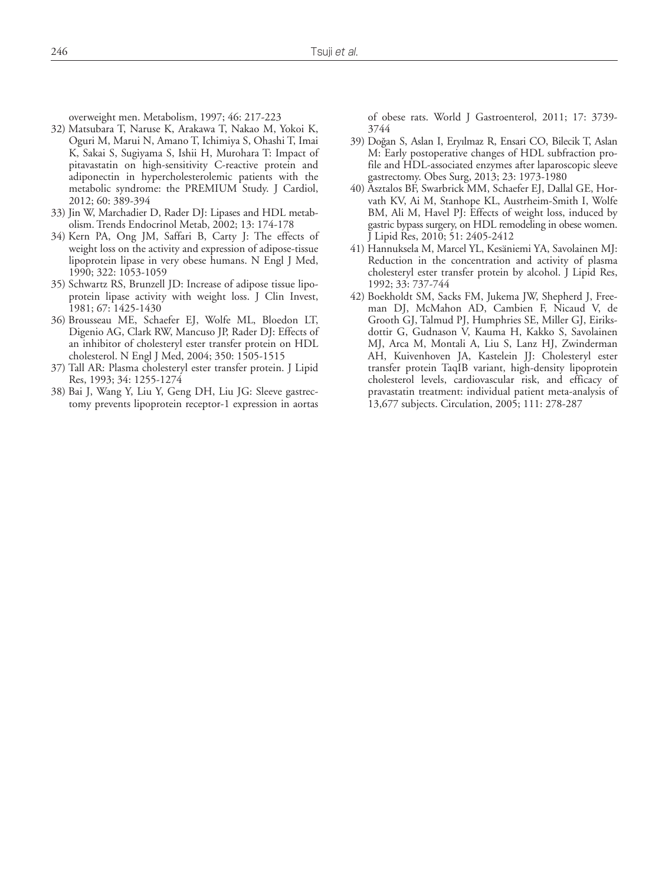overweight men. Metabolism, 1997; 46: 217-223

32) Matsubara T, Naruse K, Arakawa T, Nakao M, Yokoi K, Oguri M, Marui N, Amano T, Ichimiya S, Ohashi T, Imai K, Sakai S, Sugiyama S, Ishii H, Murohara T: Impact of pitavastatin on high-sensitivity C-reactive protein and adiponectin in hypercholesterolemic patients with the metabolic syndrome: the PREMIUM Study. J Cardiol, 2012; 60: 389-394
33) Jin W, Marchadier D, Rader DJ: Lipases and HDL metabolism. Trends Endocrinol Metab, 2002; 13: 174-178
34) Kern PA, Ong JM, Saffari B, Carty J: The effects of weight loss on the activity and expression of adipose-tissue lipoprotein lipase in very obese humans. N Engl J Med, 1990; 322: 1053-1059
35) Schwartz RS, Brunzell JD: Increase of adipose tissue lipoprotein lipase activity with weight loss. J Clin Invest, 1981; 67: 1425-1430
36) Brousseau ME, Schaefer EJ, Wolfe ML, Bloedon LT, Digenio AG, Clark RW, Mancuso JP, Rader DJ: Effects of an inhibitor of cholesteryl ester transfer protein on HDL cholesterol. N Engl J Med, 2004; 350: 1505-1515
37) Tall AR: Plasma cholesteryl ester transfer protein. J Lipid Res, 1993; 34: 1255-1274
38) Bai J, Wang Y, Liu Y, Geng DH, Liu JG: Sleeve gastrectomy prevents lipoprotein receptor-1 expression in aortas of obese rats. World J Gastroenterol, 2011; 17: 3739-3744
39) Doğan S, Aslan I, Eryılmaz R, Ensari CO, Bilecik T, Aslan M: Early postoperative changes of HDL subfraction profile and HDL-associated enzymes after laparoscopic sleeve gastrectomy. Obes Surg, 2013; 23: 1973-1980
40) Asztalos BF, Swarbrick MM, Schaefer EJ, Dallal GE, Horvath KV, Ai M, Stanhope KL, Austrheim-Smith I, Wolfe BM, Ali M, Havel PJ: Effects of weight loss, induced by gastric bypass surgery, on HDL remodeling in obese women. J Lipid Res, 2010; 51: 2405-2412
41) Hannuksela M, Marcel YL, Kesäniemi YA, Savolainen MJ: Reduction in the concentration and activity of plasma cholesteryl ester transfer protein by alcohol. J Lipid Res, 1992; 33: 737-744
42) Boekholdt SM, Sacks FM, Jukema JW, Shepherd J, Freeman DJ, McMahon AD, Cambien F, Nicaud V, de Grooth GJ, Talmud PJ, Humphries SE, Miller GJ, Eiriksdottir G, Gudnason V, Kauma H, Kakko S, Savolainen MJ, Arca M, Montali A, Liu S, Lanz HJ, Zwinderman AH, Kuivenhoven JA, Kastelein JJ: Cholesteryl ester transfer protein TaqIB variant, high-density lipoprotein cholesterol levels, cardiovascular risk, and efficacy of pravastatin treatment: individual patient meta-analysis of 13,677 subjects. Circulation, 2005; 111: 278-287